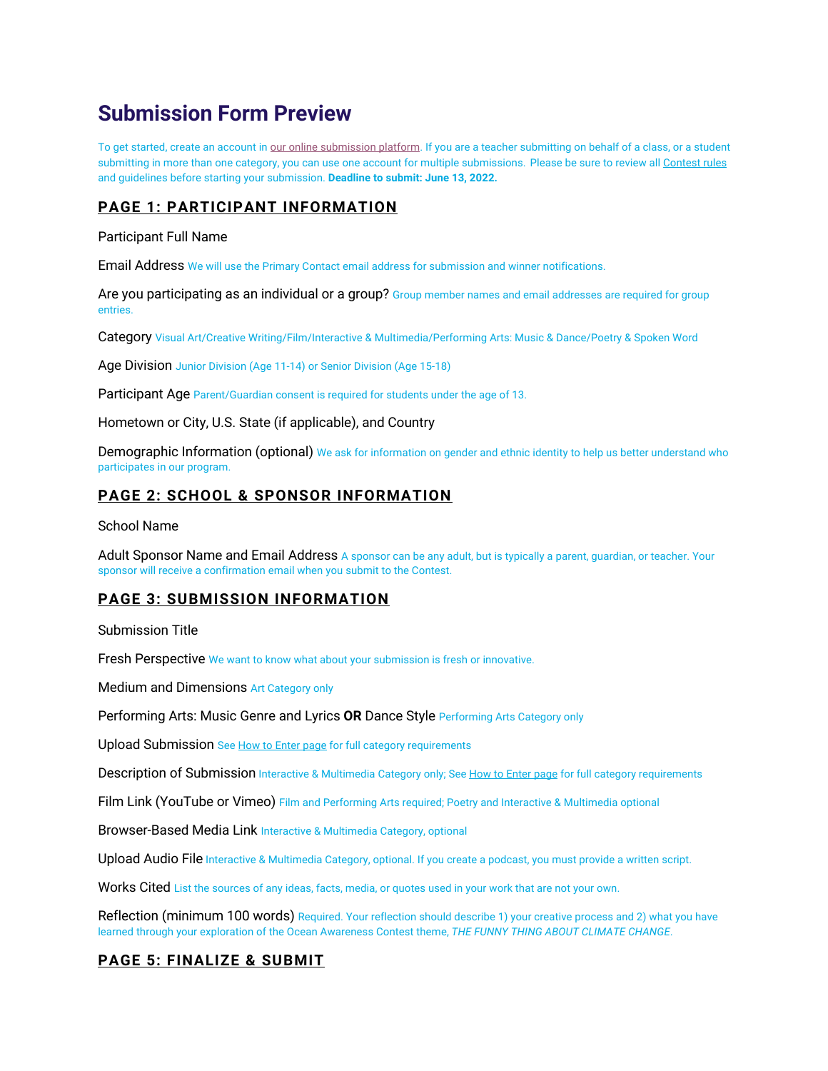# Submission Form Preview

To get started, create an account in our online submission platform. If you are a teacher submitting on behalf of a class, or a student submitting in more than one category, you can use one account for multiple submissions. Please be sure to review all Contest rules and guidelines before starting your submission. **Deadline to submit: June 13, 2022.**

## PAGE 1: PARTICIPANT INFORMATION

Participant Full Name

Email Address We will use the Primary Contact email address for submission and winner notifications.

Are you participating as an individual or a group? Group member names and email addresses are required for group entries.

Category Visual Art/Creative Writing/Film/Interactive & Multimedia/Performing Arts: Music & Dance/Poetry & Spoken Word

Age Division Junior Division (Age 11-14) or Senior Division (Age 15-18)

Participant Age Parent/Guardian consent is required for students under the age of 13.

Hometown or City, U.S. State (if applicable), and Country

Demographic Information (optional) We ask for information on gender and ethnic identity to help us better understand who participates in our program.

## PAGE 2: SCHOOL & SPONSOR INFORMATION

School Name

Adult Sponsor Name and Email Address A sponsor can be any adult, but is typically a parent, guardian, or teacher. Your sponsor will receive a confirmation email when you submit to the Contest.

## PAGE 3: SUBMISSION INFORMATION

Submission Title

Fresh Perspective We want to know what about your submission is fresh or innovative.

Medium and Dimensions Art Category only

Performing Arts: Music Genre and Lyrics **OR** Dance Style Performing Arts Category only

Upload Submission See How to Enter page for full category requirements

Description of Submission Interactive & Multimedia Category only; See How to Enter page for full category requirements

Film Link (YouTube or Vimeo) Film and Performing Arts required; Poetry and Interactive & Multimedia optional

Browser-Based Media Link Interactive & Multimedia Category, optional

Upload Audio File Interactive & Multimedia Category, optional. If you create a podcast, you must provide a written script.

Works Cited List the sources of any ideas, facts, media, or quotes used in your work that are not your own.

Reflection (minimum 100 words) Required. Your reflection should describe 1) your creative process and 2) what you have learned through your exploration of the Ocean Awareness Contest theme, *THE FUNNY THING ABOUT CLIMATE CHANGE*.

## PAGE 5: FINALIZE & SUBMIT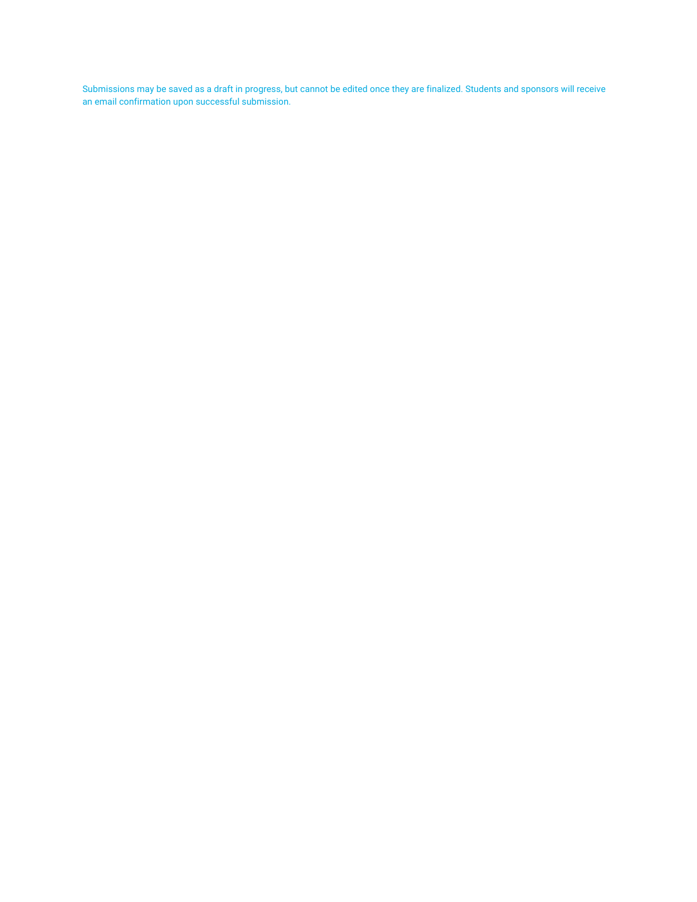Submissions may be saved as a draft in progress, but cannot be edited once they are finalized. Students and sponsors will receive an email confirmation upon successful submission.